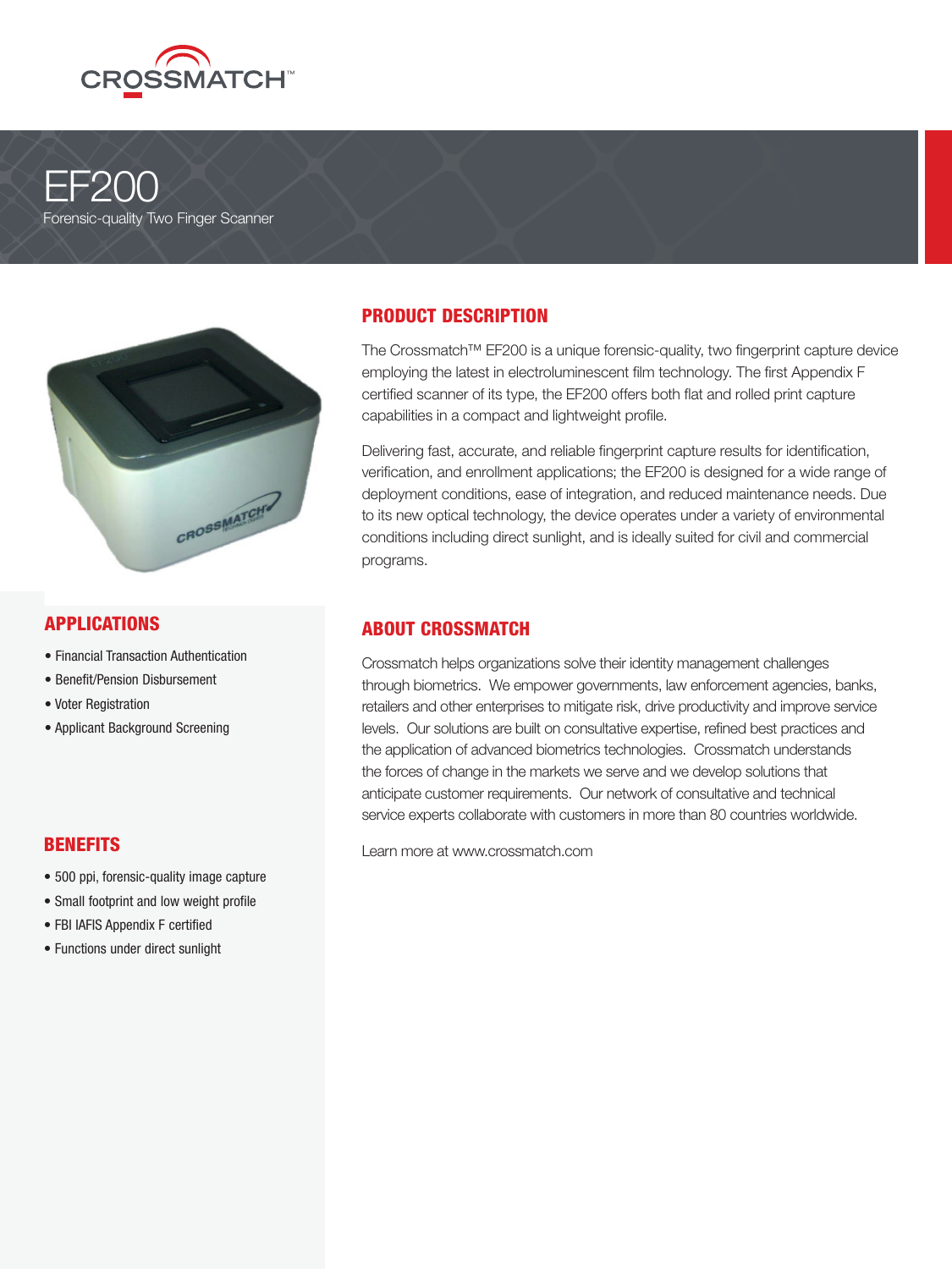CROSSMATCH™

# EF200

Forensic-quality Two Finger Scanner

## PRODUCT DESCRIPTION

The Crossmatch™ EF200 is a unique forensic-quality, two fingerprint capture device employing the latest in electroluminescent film technology. The first Appendix F certified scanner of its type, the EF200 offers both flat and rolled print capture capabilities in a compact and lightweight profile.

Delivering fast, accurate, and reliable fingerprint capture results for identification, verification, and enrollment applications; the EF200 is designed for a wide range of deployment conditions, ease of integration, and reduced maintenance needs. Due to its new optical technology, the device operates under a variety of environmental conditions including direct sunlight, and is ideally suited for civil and commercial programs.

## APPLICATIONS

- Financial Transaction Authentication
- Benefit/Pension Disbursement
- Voter Registration
- Applicant Background Screening

## BENEFITS

- 500 ppi, forensic-quality image capture
- Small footprint and low weight profile
- FBI IAFIS Appendix F certified
- Functions under direct sunlight

## ABOUT CROSSMATCH

Crossmatch helps organizations solve their identity management challenges through biometrics. We empower governments, law enforcement agencies, banks, retailers and other enterprises to mitigate risk, drive productivity and improve service levels. Our solutions are built on consultative expertise, refined best practices and the application of advanced biometrics technologies. Crossmatch understands the forces of change in the markets we serve and we develop solutions that anticipate customer requirements. Our network of consultative and technical service experts collaborate with customers in more than 80 countries worldwide.

Learn more at www.crossmatch.com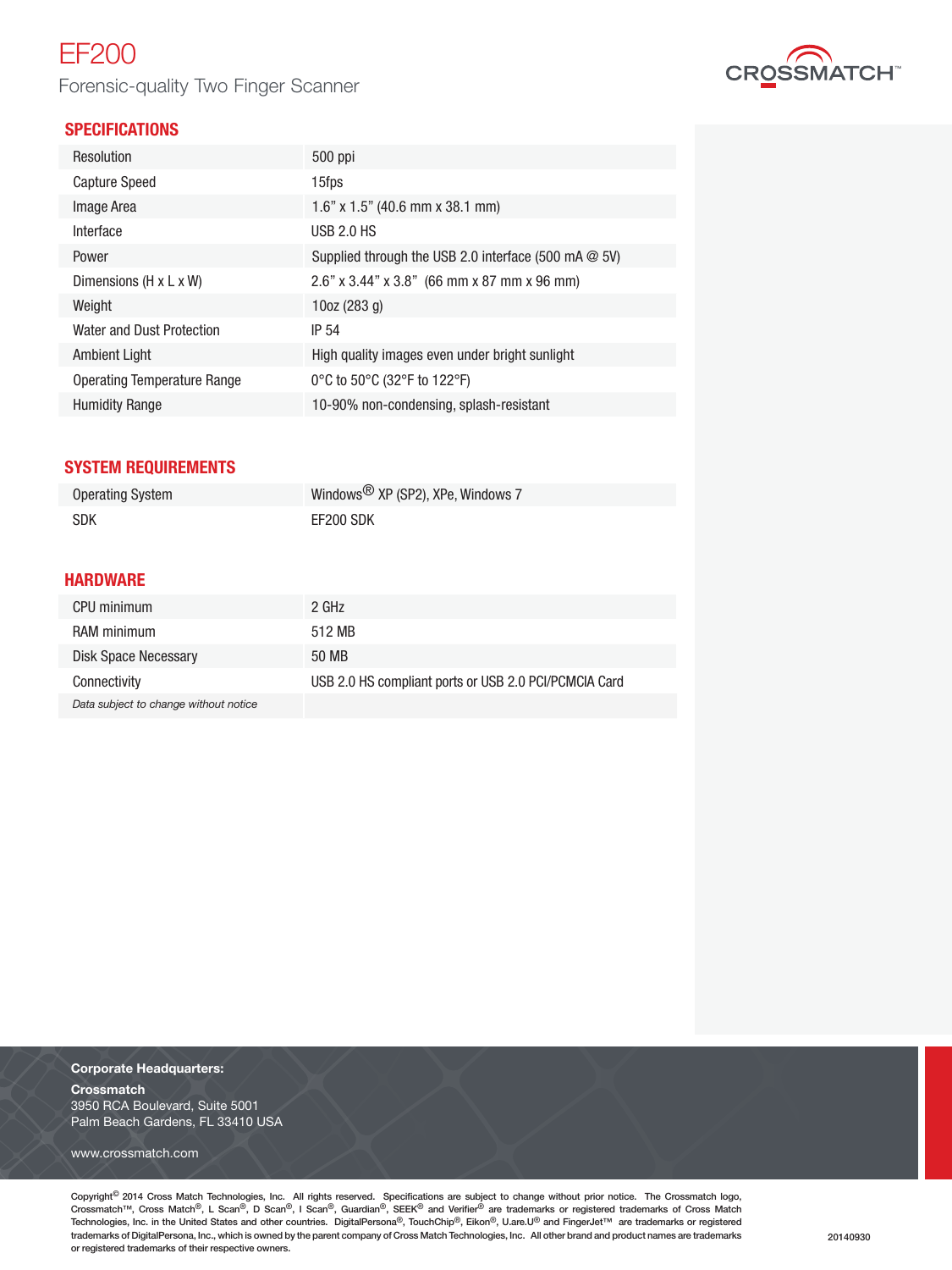# EF200

Forensic-quality Two Finger Scanner

CROSSMATCH™

## SPECIFICATIONS

| | |
|---|---|
| Resolution | 500 ppi |
| Capture Speed | 15fps |
| Image Area | 1.6” x 1.5” (40.6 mm x 38.1 mm) |
| Interface | USB 2.0 HS |
| Power | Supplied through the USB 2.0 interface (500 mA @ 5V) |
| Dimensions (H x L x W) | 2.6” x 3.44” x 3.8” (66 mm x 87 mm x 96 mm) |
| Weight | 10oz (283 g) |
| Water and Dust Protection | IP 54 |
| Ambient Light | High quality images even under bright sunlight |
| Operating Temperature Range | 0°C to 50°C (32°F to 122°F) |
| Humidity Range | 10-90% non-condensing, splash-resistant |

## SYSTEM REQUIREMENTS

| | |
|---|---|
| Operating System | Windows® XP (SP2), XPe, Windows 7 |
| SDK | EF200 SDK |

## HARDWARE

| | |
|---|---|
| CPU minimum | 2 GHz |
| RAM minimum | 512 MB |
| Disk Space Necessary | 50 MB |
| Connectivity | USB 2.0 HS compliant ports or USB 2.0 PCI/PCMCIA Card |
| *Data subject to change without notice* | |

**Corporate Headquarters:**

**Crossmatch**
3950 RCA Boulevard, Suite 5001
Palm Beach Gardens, FL 33410 USA

www.crossmatch.com

Copyright© 2014 Cross Match Technologies, Inc. All rights reserved. Specifications are subject to change without prior notice. The Crossmatch logo, Crossmatch™, Cross Match®, L Scan®, D Scan®, I Scan®, Guardian®, SEEK® and Verifier® are trademarks or registered trademarks of Cross Match Technologies, Inc. in the United States and other countries. DigitalPersona®, TouchChip®, Eikon®, U.are.U® and FingerJet™ are trademarks or registered trademarks of DigitalPersona, Inc., which is owned by the parent company of Cross Match Technologies, Inc. All other brand and product names are trademarks or registered trademarks of their respective owners.

20140930